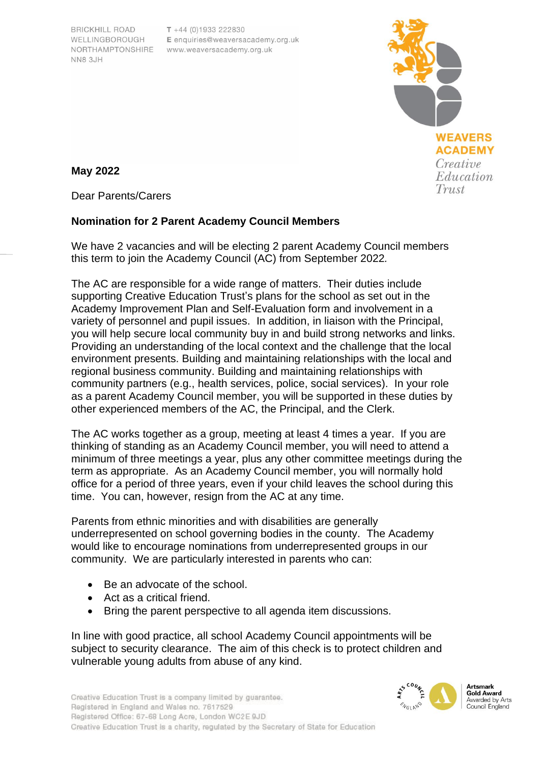BRICKHILL ROAD
WELLINGBOROUGH
NORTHAMPTONSHIRE
NN8 3JH

T +44 (0)1933 222830
E enquiries@weaversacademy.org.uk
www.weaversacademy.org.uk

WEAVERS ACADEMY
*Creative Education Trust*

**May 2022**

Dear Parents/Carers

**Nomination for 2 Parent Academy Council Members**

We have 2 vacancies and will be electing 2 parent Academy Council members this term to join the Academy Council (AC) from September 2022.

The AC are responsible for a wide range of matters. Their duties include supporting Creative Education Trust's plans for the school as set out in the Academy Improvement Plan and Self-Evaluation form and involvement in a variety of personnel and pupil issues. In addition, in liaison with the Principal, you will help secure local community buy in and build strong networks and links. Providing an understanding of the local context and the challenge that the local environment presents. Building and maintaining relationships with the local and regional business community. Building and maintaining relationships with community partners (e.g., health services, police, social services). In your role as a parent Academy Council member, you will be supported in these duties by other experienced members of the AC, the Principal, and the Clerk.

The AC works together as a group, meeting at least 4 times a year. If you are thinking of standing as an Academy Council member, you will need to attend a minimum of three meetings a year, plus any other committee meetings during the term as appropriate. As an Academy Council member, you will normally hold office for a period of three years, even if your child leaves the school during this time. You can, however, resign from the AC at any time.

Parents from ethnic minorities and with disabilities are generally underrepresented on school governing bodies in the county. The Academy would like to encourage nominations from underrepresented groups in our community. We are particularly interested in parents who can:

- Be an advocate of the school.
- Act as a critical friend.
- Bring the parent perspective to all agenda item discussions.

In line with good practice, all school Academy Council appointments will be subject to security clearance. The aim of this check is to protect children and vulnerable young adults from abuse of any kind.

Creative Education Trust is a company limited by guarantee.
Registered in England and Wales no. 7617529
Registered Office: 67-68 Long Acre, London WC2E 9JD
Creative Education Trust is a charity, regulated by the Secretary of State for Education

Artsmark Gold Award
Awarded by Arts Council England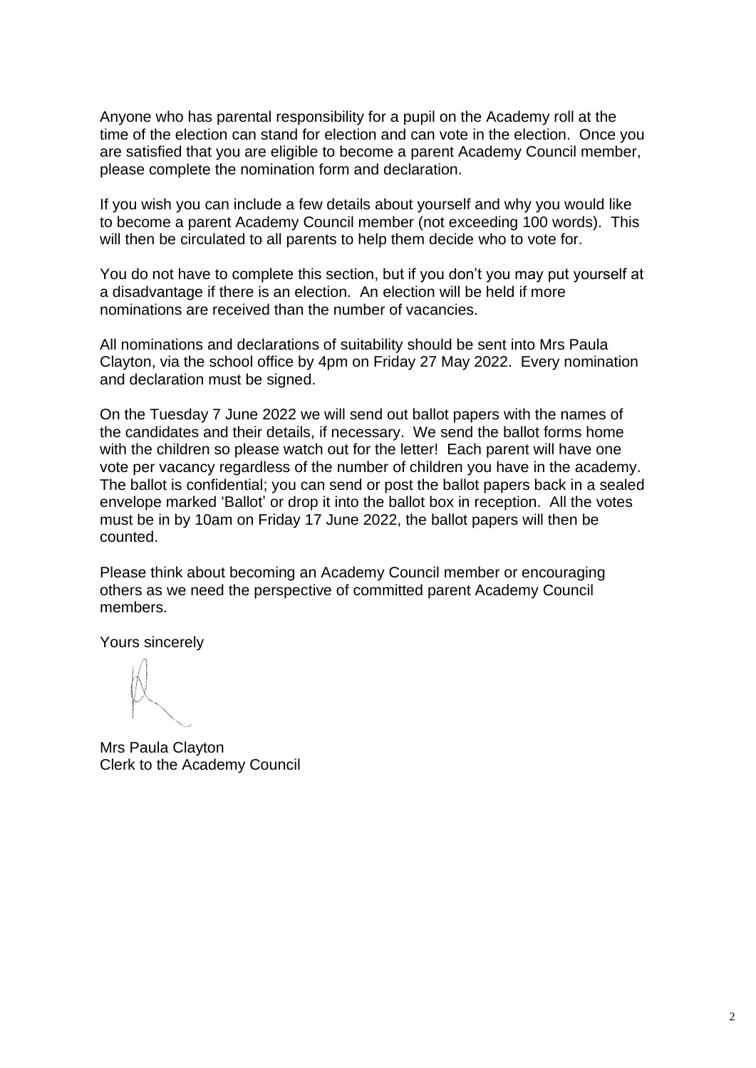Anyone who has parental responsibility for a pupil on the Academy roll at the time of the election can stand for election and can vote in the election. Once you are satisfied that you are eligible to become a parent Academy Council member, please complete the nomination form and declaration.

If you wish you can include a few details about yourself and why you would like to become a parent Academy Council member (not exceeding 100 words). This will then be circulated to all parents to help them decide who to vote for.

You do not have to complete this section, but if you don't you may put yourself at a disadvantage if there is an election. An election will be held if more nominations are received than the number of vacancies.

All nominations and declarations of suitability should be sent into Mrs Paula Clayton, via the school office by 4pm on Friday 27 May 2022. Every nomination and declaration must be signed.

On the Tuesday 7 June 2022 we will send out ballot papers with the names of the candidates and their details, if necessary. We send the ballot forms home with the children so please watch out for the letter! Each parent will have one vote per vacancy regardless of the number of children you have in the academy. The ballot is confidential; you can send or post the ballot papers back in a sealed envelope marked 'Ballot' or drop it into the ballot box in reception. All the votes must be in by 10am on Friday 17 June 2022, the ballot papers will then be counted.

Please think about becoming an Academy Council member or encouraging others as we need the perspective of committed parent Academy Council members.

Yours sincerely

Mrs Paula Clayton
Clerk to the Academy Council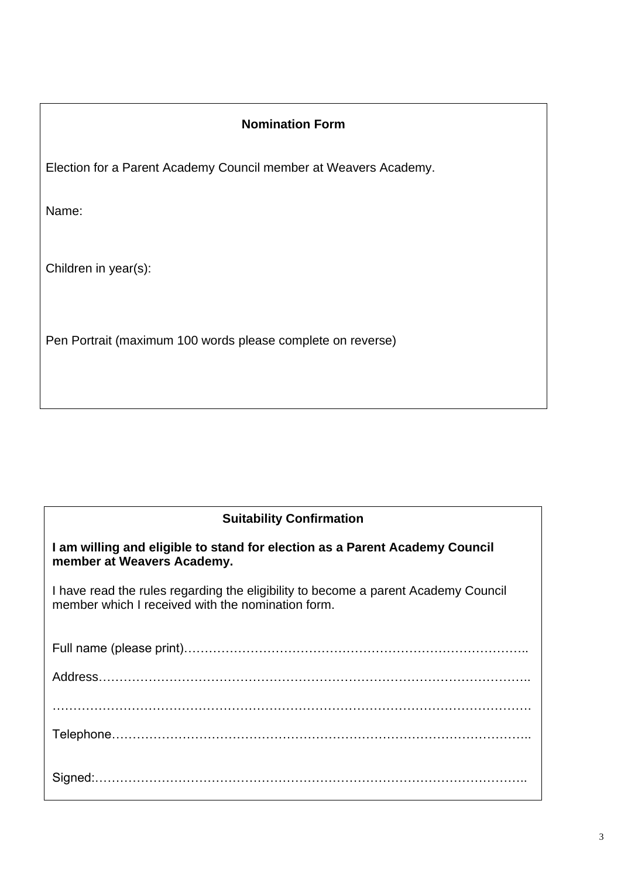**Nomination Form**

Election for a Parent Academy Council member at Weavers Academy.

Name:

Children in year(s):

Pen Portrait (maximum 100 words please complete on reverse)

**Suitability Confirmation**

**I am willing and eligible to stand for election as a Parent Academy Council member at Weavers Academy.**

I have read the rules regarding the eligibility to become a parent Academy Council member which I received with the nomination form.

Full name (please print)…………………………………………………………………………..

Address……………………………………………………………………………………………..

……………………………………………………………………………………………………….

Telephone…………………………………………………………………………………………..

Signed:……………………………………………………………………………………………..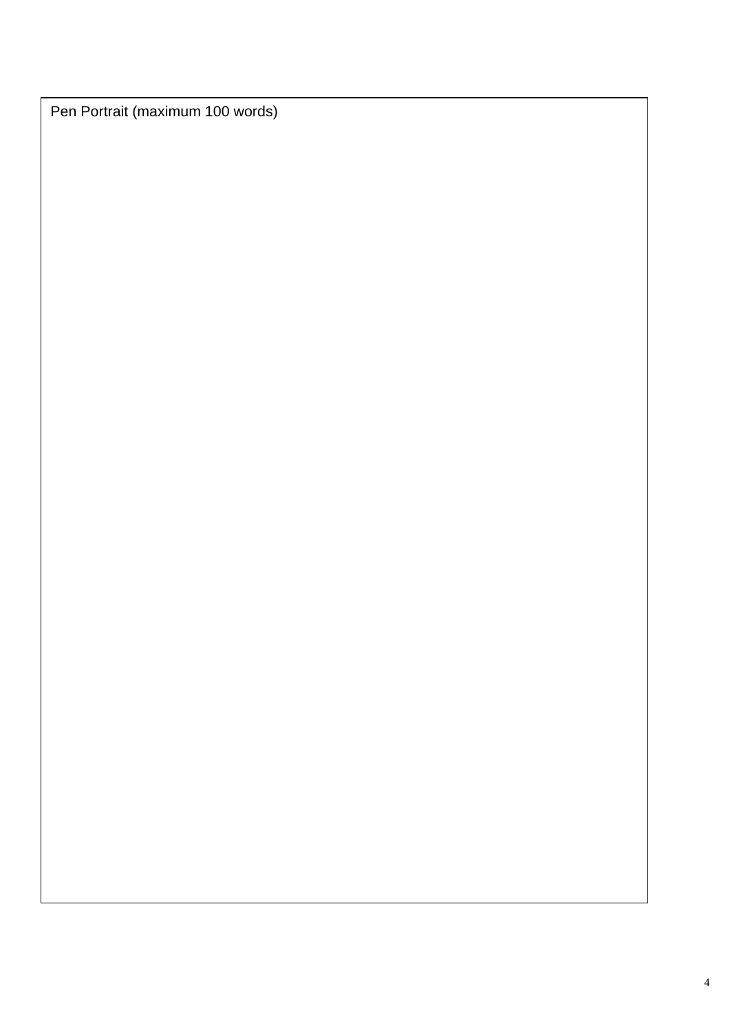| Pen Portrait (maximum 100 words) |
| --- |
| |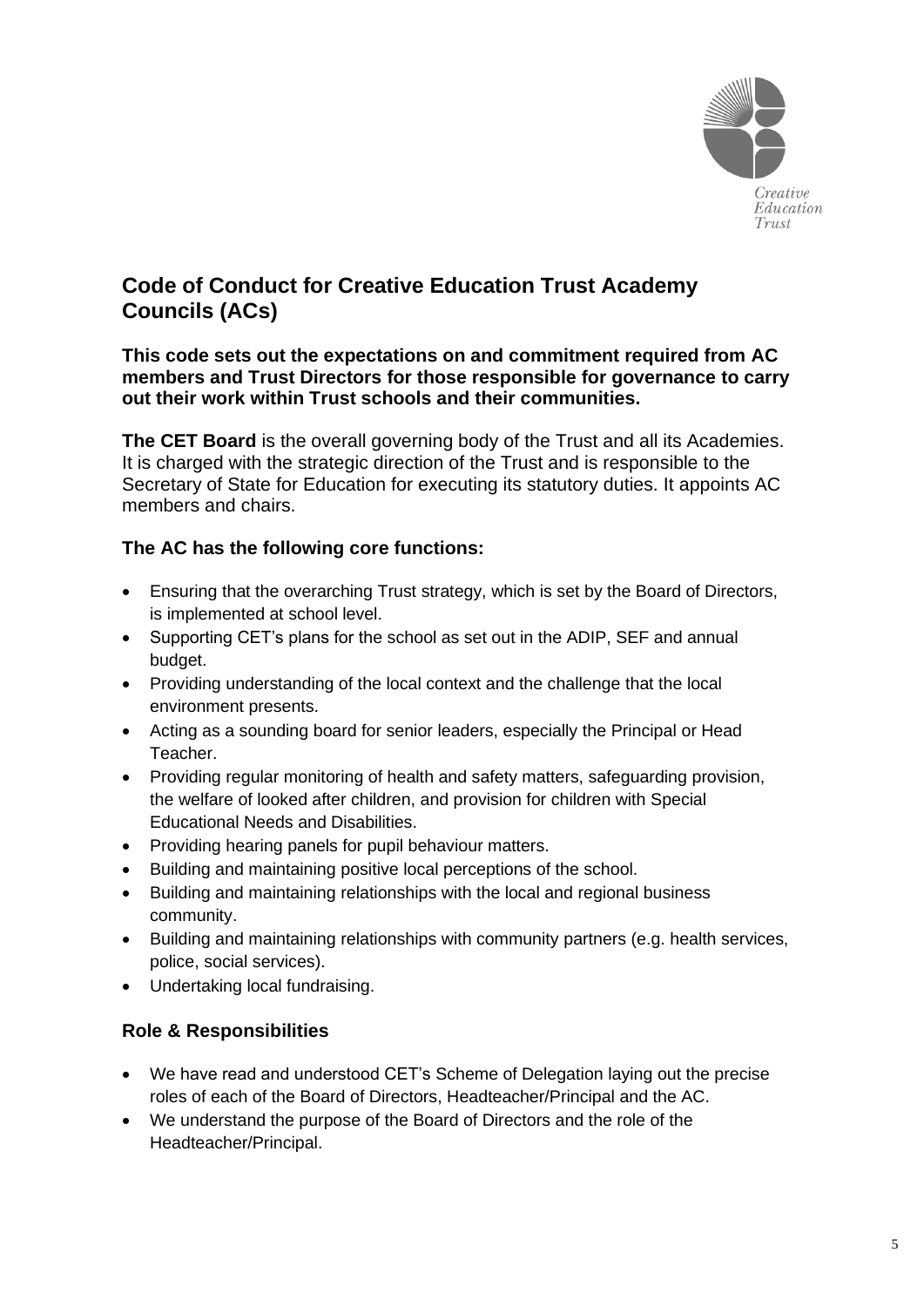## Code of Conduct for Creative Education Trust Academy Councils (ACs)

**This code sets out the expectations on and commitment required from AC members and Trust Directors for those responsible for governance to carry out their work within Trust schools and their communities.**

**The CET Board** is the overall governing body of the Trust and all its Academies. It is charged with the strategic direction of the Trust and is responsible to the Secretary of State for Education for executing its statutory duties. It appoints AC members and chairs.

### The AC has the following core functions:

- Ensuring that the overarching Trust strategy, which is set by the Board of Directors, is implemented at school level.
- Supporting CET's plans for the school as set out in the ADIP, SEF and annual budget.
- Providing understanding of the local context and the challenge that the local environment presents.
- Acting as a sounding board for senior leaders, especially the Principal or Head Teacher.
- Providing regular monitoring of health and safety matters, safeguarding provision, the welfare of looked after children, and provision for children with Special Educational Needs and Disabilities.
- Providing hearing panels for pupil behaviour matters.
- Building and maintaining positive local perceptions of the school.
- Building and maintaining relationships with the local and regional business community.
- Building and maintaining relationships with community partners (e.g. health services, police, social services).
- Undertaking local fundraising.

### Role & Responsibilities

- We have read and understood CET's Scheme of Delegation laying out the precise roles of each of the Board of Directors, Headteacher/Principal and the AC.
- We understand the purpose of the Board of Directors and the role of the Headteacher/Principal.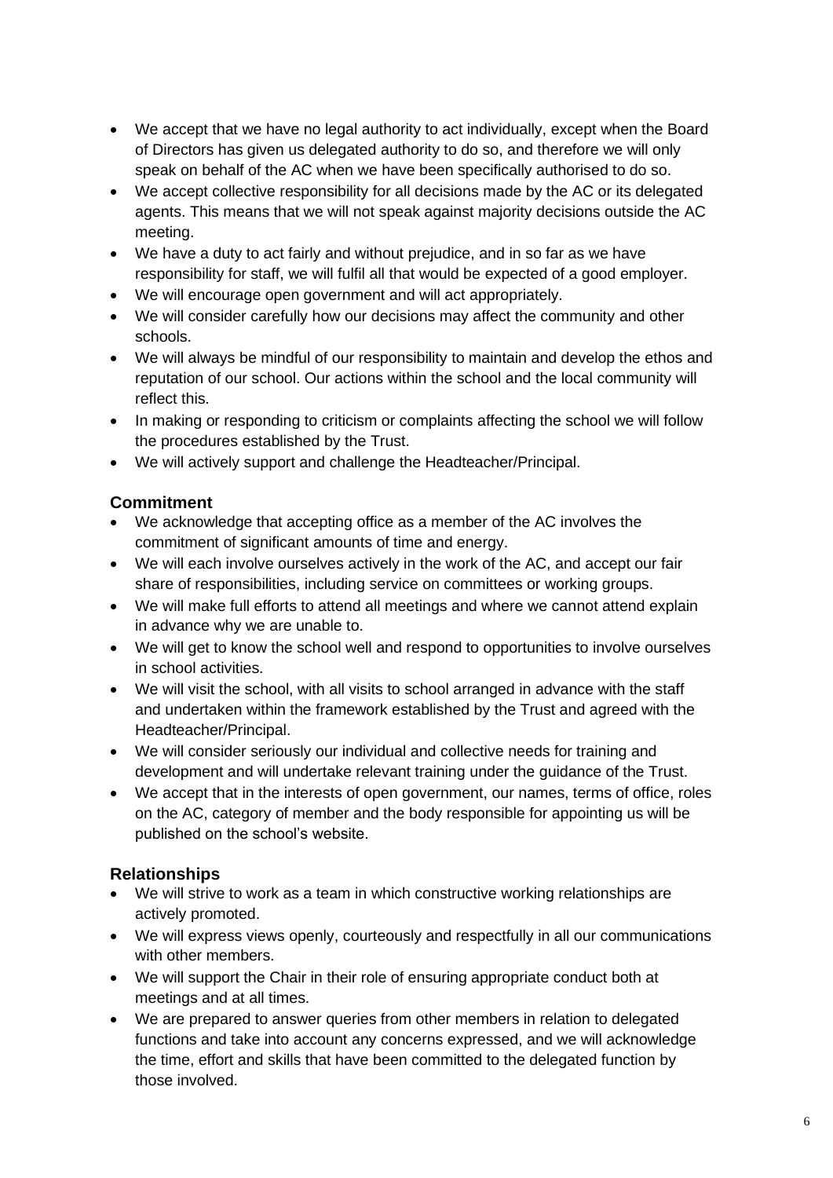- We accept that we have no legal authority to act individually, except when the Board of Directors has given us delegated authority to do so, and therefore we will only speak on behalf of the AC when we have been specifically authorised to do so.
- We accept collective responsibility for all decisions made by the AC or its delegated agents. This means that we will not speak against majority decisions outside the AC meeting.
- We have a duty to act fairly and without prejudice, and in so far as we have responsibility for staff, we will fulfil all that would be expected of a good employer.
- We will encourage open government and will act appropriately.
- We will consider carefully how our decisions may affect the community and other schools.
- We will always be mindful of our responsibility to maintain and develop the ethos and reputation of our school. Our actions within the school and the local community will reflect this.
- In making or responding to criticism or complaints affecting the school we will follow the procedures established by the Trust.
- We will actively support and challenge the Headteacher/Principal.

## Commitment

- We acknowledge that accepting office as a member of the AC involves the commitment of significant amounts of time and energy.
- We will each involve ourselves actively in the work of the AC, and accept our fair share of responsibilities, including service on committees or working groups.
- We will make full efforts to attend all meetings and where we cannot attend explain in advance why we are unable to.
- We will get to know the school well and respond to opportunities to involve ourselves in school activities.
- We will visit the school, with all visits to school arranged in advance with the staff and undertaken within the framework established by the Trust and agreed with the Headteacher/Principal.
- We will consider seriously our individual and collective needs for training and development and will undertake relevant training under the guidance of the Trust.
- We accept that in the interests of open government, our names, terms of office, roles on the AC, category of member and the body responsible for appointing us will be published on the school's website.

## Relationships

- We will strive to work as a team in which constructive working relationships are actively promoted.
- We will express views openly, courteously and respectfully in all our communications with other members.
- We will support the Chair in their role of ensuring appropriate conduct both at meetings and at all times.
- We are prepared to answer queries from other members in relation to delegated functions and take into account any concerns expressed, and we will acknowledge the time, effort and skills that have been committed to the delegated function by those involved.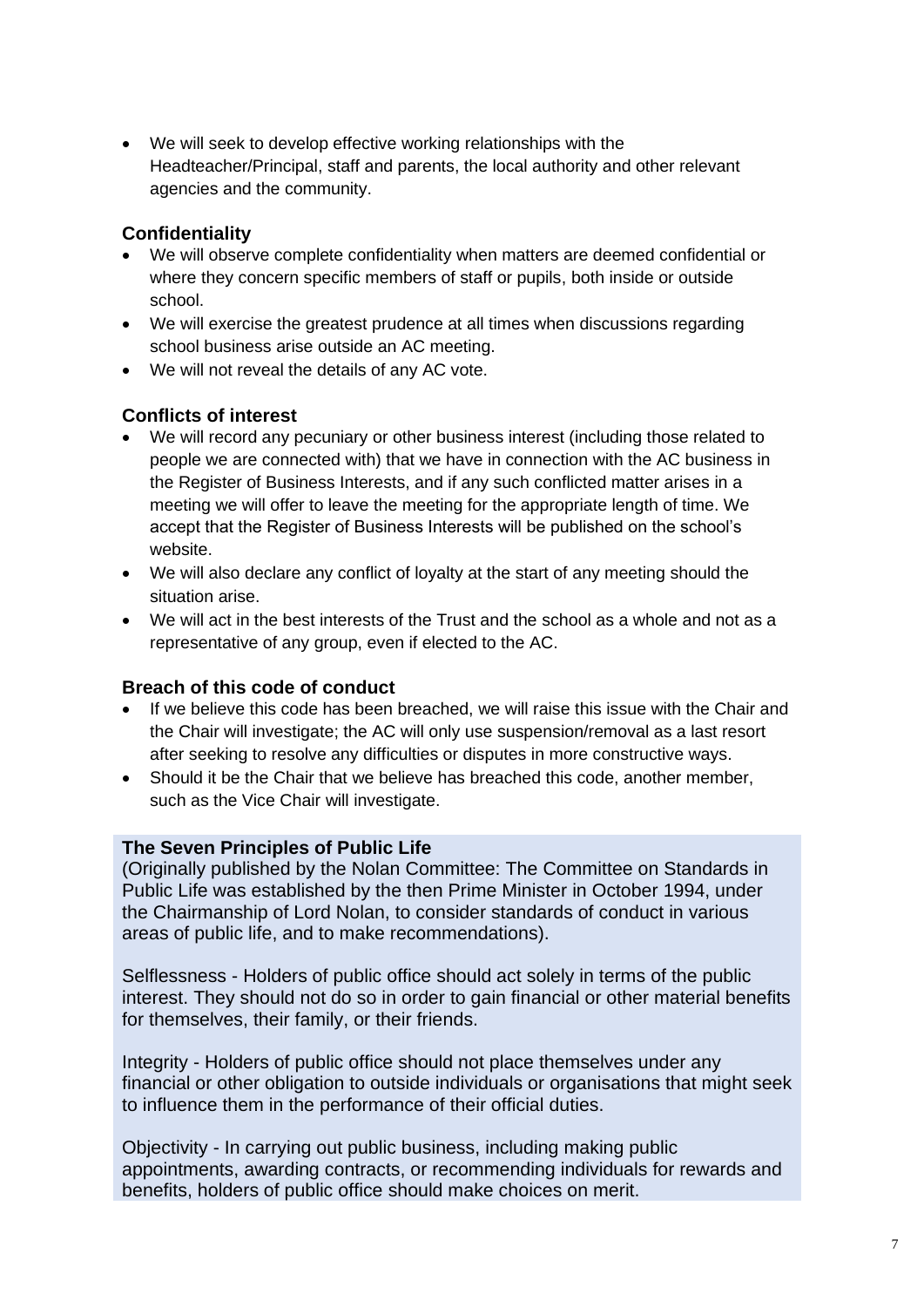- We will seek to develop effective working relationships with the Headteacher/Principal, staff and parents, the local authority and other relevant agencies and the community.

### Confidentiality

- We will observe complete confidentiality when matters are deemed confidential or where they concern specific members of staff or pupils, both inside or outside school.
- We will exercise the greatest prudence at all times when discussions regarding school business arise outside an AC meeting.
- We will not reveal the details of any AC vote.

### Conflicts of interest

- We will record any pecuniary or other business interest (including those related to people we are connected with) that we have in connection with the AC business in the Register of Business Interests, and if any such conflicted matter arises in a meeting we will offer to leave the meeting for the appropriate length of time. We accept that the Register of Business Interests will be published on the school's website.
- We will also declare any conflict of loyalty at the start of any meeting should the situation arise.
- We will act in the best interests of the Trust and the school as a whole and not as a representative of any group, even if elected to the AC.

### Breach of this code of conduct

- If we believe this code has been breached, we will raise this issue with the Chair and the Chair will investigate; the AC will only use suspension/removal as a last resort after seeking to resolve any difficulties or disputes in more constructive ways.
- Should it be the Chair that we believe has breached this code, another member, such as the Vice Chair will investigate.

**The Seven Principles of Public Life**

(Originally published by the Nolan Committee: The Committee on Standards in Public Life was established by the then Prime Minister in October 1994, under the Chairmanship of Lord Nolan, to consider standards of conduct in various areas of public life, and to make recommendations).

Selflessness - Holders of public office should act solely in terms of the public interest. They should not do so in order to gain financial or other material benefits for themselves, their family, or their friends.

Integrity - Holders of public office should not place themselves under any financial or other obligation to outside individuals or organisations that might seek to influence them in the performance of their official duties.

Objectivity - In carrying out public business, including making public appointments, awarding contracts, or recommending individuals for rewards and benefits, holders of public office should make choices on merit.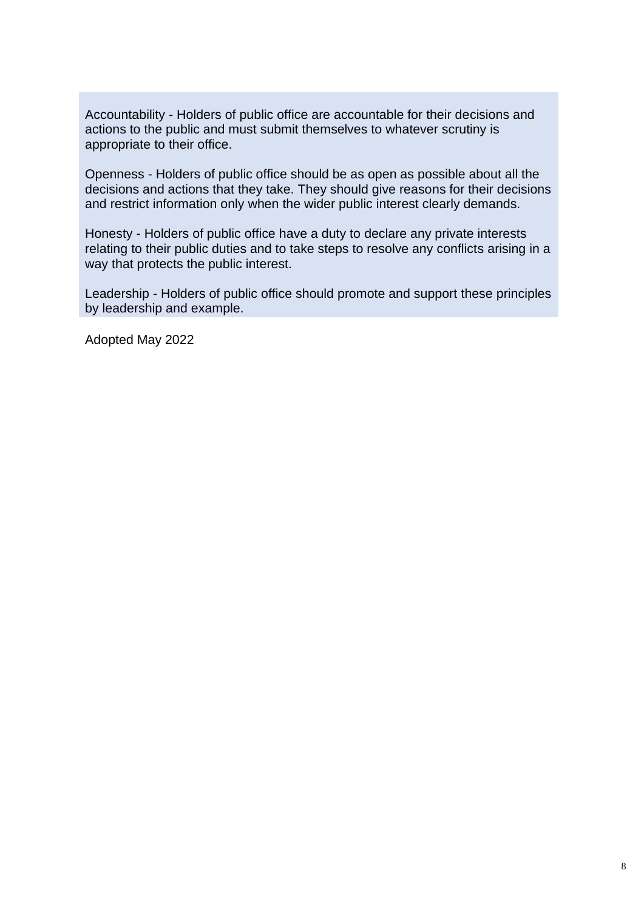Accountability - Holders of public office are accountable for their decisions and actions to the public and must submit themselves to whatever scrutiny is appropriate to their office.

Openness - Holders of public office should be as open as possible about all the decisions and actions that they take. They should give reasons for their decisions and restrict information only when the wider public interest clearly demands.

Honesty - Holders of public office have a duty to declare any private interests relating to their public duties and to take steps to resolve any conflicts arising in a way that protects the public interest.

Leadership - Holders of public office should promote and support these principles by leadership and example.

Adopted May 2022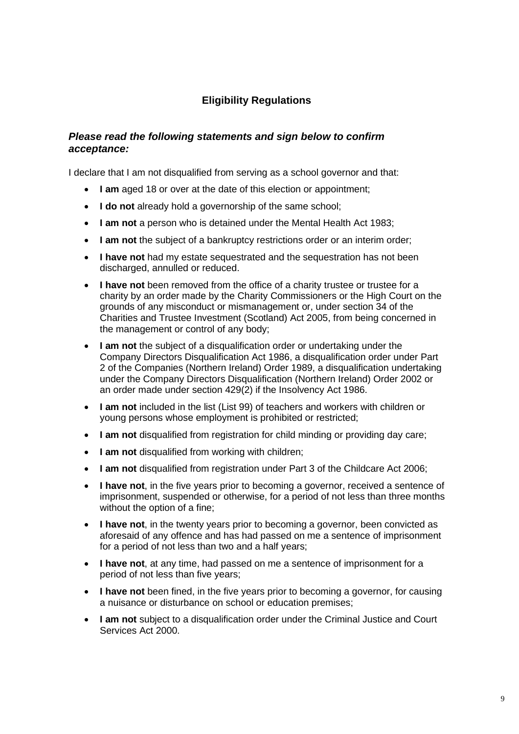## Eligibility Regulations

***Please read the following statements and sign below to confirm acceptance:***

I declare that I am not disqualified from serving as a school governor and that:

- **I am** aged 18 or over at the date of this election or appointment;
- **I do not** already hold a governorship of the same school;
- **I am not** a person who is detained under the Mental Health Act 1983;
- **I am not** the subject of a bankruptcy restrictions order or an interim order;
- **I have not** had my estate sequestrated and the sequestration has not been discharged, annulled or reduced.
- **I have not** been removed from the office of a charity trustee or trustee for a charity by an order made by the Charity Commissioners or the High Court on the grounds of any misconduct or mismanagement or, under section 34 of the Charities and Trustee Investment (Scotland) Act 2005, from being concerned in the management or control of any body;
- **I am not** the subject of a disqualification order or undertaking under the Company Directors Disqualification Act 1986, a disqualification order under Part 2 of the Companies (Northern Ireland) Order 1989, a disqualification undertaking under the Company Directors Disqualification (Northern Ireland) Order 2002 or an order made under section 429(2) if the Insolvency Act 1986.
- **I am not** included in the list (List 99) of teachers and workers with children or young persons whose employment is prohibited or restricted;
- **I am not** disqualified from registration for child minding or providing day care;
- **I am not** disqualified from working with children;
- **I am not** disqualified from registration under Part 3 of the Childcare Act 2006;
- **I have not**, in the five years prior to becoming a governor, received a sentence of imprisonment, suspended or otherwise, for a period of not less than three months without the option of a fine;
- **I have not**, in the twenty years prior to becoming a governor, been convicted as aforesaid of any offence and has had passed on me a sentence of imprisonment for a period of not less than two and a half years;
- **I have not**, at any time, had passed on me a sentence of imprisonment for a period of not less than five years;
- **I have not** been fined, in the five years prior to becoming a governor, for causing a nuisance or disturbance on school or education premises;
- **I am not** subject to a disqualification order under the Criminal Justice and Court Services Act 2000.